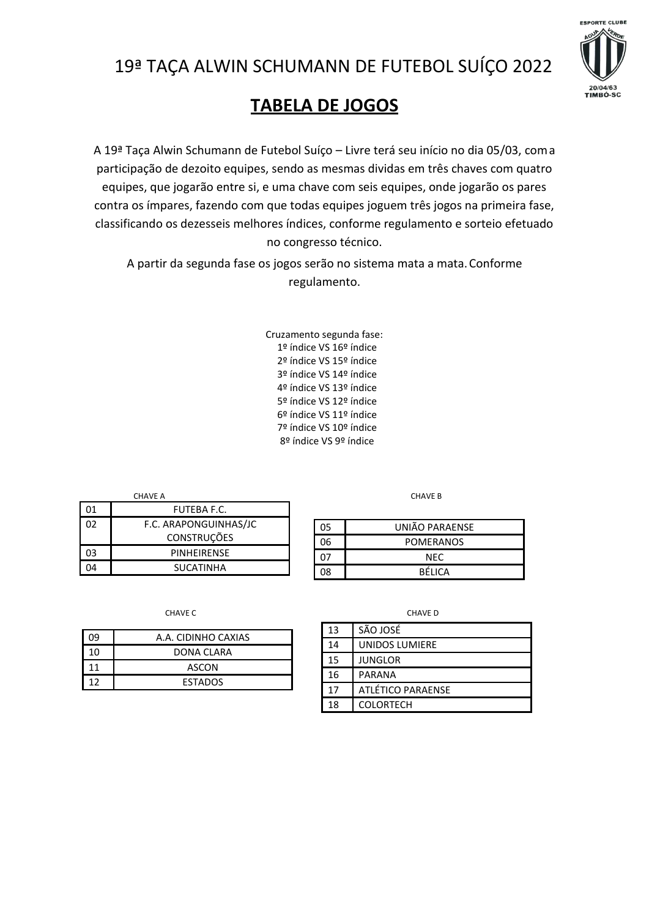# 19ª TAÇA ALWIN SCHUMANN DE FUTEBOL SUÍÇO 2022

## TABELA DE JOGOS

A 19ª Taça Alwin Schumann de Futebol Suíço – Livre terá seu início no dia 05/03, com a participação de dezoito equipes, sendo as mesmas dividas em três chaves com quatro equipes, que jogarão entre si, e uma chave com seis equipes, onde jogarão os pares contra os ímpares, fazendo com que todas equipes joguem três jogos na primeira fase, classificando os dezesseis melhores índices, conforme regulamento e sorteio efetuado no congresso técnico.

A partir da segunda fase os jogos serão no sistema mata a mata. Conforme regulamento.

Cruzamento segunda fase:
1º índice VS 16º índice
2º índice VS 15º índice
3º índice VS 14º índice
4º índice VS 13º índice
5º índice VS 12º índice
6º índice VS 11º índice
7º índice VS 10º índice
8º índice VS 9º índice

CHAVE A

| | |
|---|---|
| 01 | FUTEBA F.C. |
| 02 | F.C. ARAPONGUINHAS/JC CONSTRUÇÕES |
| 03 | PINHEIRENSE |
| 04 | SUCATINHA |

CHAVE B

| | |
|---|---|
| 05 | UNIÃO PARAENSE |
| 06 | POMERANOS |
| 07 | NEC |
| 08 | BÉLICA |

CHAVE C

| | |
|---|---|
| 09 | A.A. CIDINHO CAXIAS |
| 10 | DONA CLARA |
| 11 | ASCON |
| 12 | ESTADOS |

CHAVE D

| | |
|---|---|
| 13 | SÃO JOSÉ |
| 14 | UNIDOS LUMIERE |
| 15 | JUNGLOR |
| 16 | PARANA |
| 17 | ATLÉTICO PARAENSE |
| 18 | COLORTECH |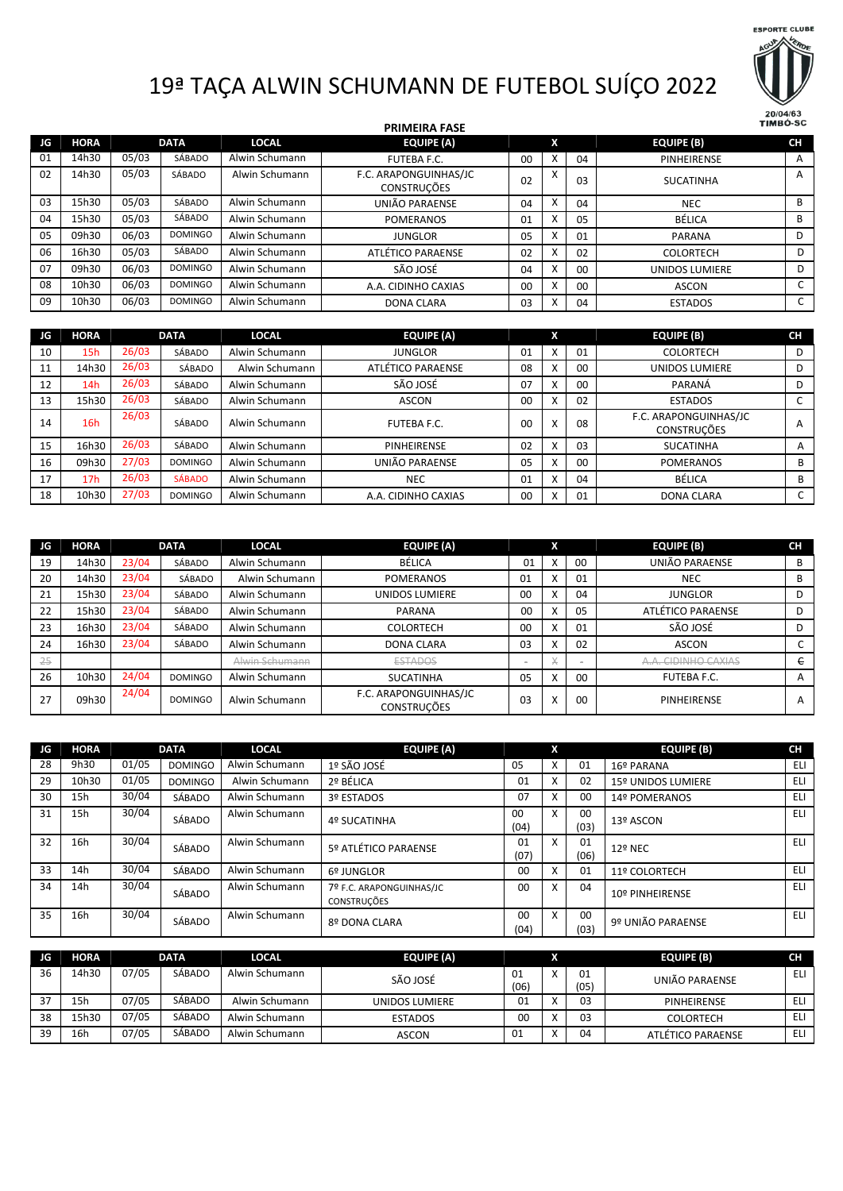# 19ª TAÇA ALWIN SCHUMANN DE FUTEBOL SUÍÇO 2022

ESPORTE CLUBE ÁGUA VERDE 20/04/63 TIMBÓ-SC

## PRIMEIRA FASE

| JG | HORA | DATA | | LOCAL | EQUIPE (A) | | X | | EQUIPE (B) | CH |
|---|---|---|---|---|---|---|---|---|---|---|
| 01 | 14h30 | 05/03 | SÁBADO | Alwin Schumann | FUTEBA F.C. | 00 | X | 04 | PINHEIRENSE | A |
| 02 | 14h30 | 05/03 | SÁBADO | Alwin Schumann | F.C. ARAPONGUINHAS/JC CONSTRUÇÕES | 02 | X | 03 | SUCATINHA | A |
| 03 | 15h30 | 05/03 | SÁBADO | Alwin Schumann | UNIÃO PARAENSE | 04 | X | 04 | NEC | B |
| 04 | 15h30 | 05/03 | SÁBADO | Alwin Schumann | POMERANOS | 01 | X | 05 | BÉLICA | B |
| 05 | 09h30 | 06/03 | DOMINGO | Alwin Schumann | JUNGLOR | 05 | X | 01 | PARANA | D |
| 06 | 16h30 | 05/03 | SÁBADO | Alwin Schumann | ATLÉTICO PARAENSE | 02 | X | 02 | COLORTECH | D |
| 07 | 09h30 | 06/03 | DOMINGO | Alwin Schumann | SÃO JOSÉ | 04 | X | 00 | UNIDOS LUMIERE | D |
| 08 | 10h30 | 06/03 | DOMINGO | Alwin Schumann | A.A. CIDINHO CAXIAS | 00 | X | 00 | ASCON | C |
| 09 | 10h30 | 06/03 | DOMINGO | Alwin Schumann | DONA CLARA | 03 | X | 04 | ESTADOS | C |

| JG | HORA | DATA | | LOCAL | EQUIPE (A) | | X | | EQUIPE (B) | CH |
|---|---|---|---|---|---|---|---|---|---|---|
| 10 | 15h | 26/03 | SÁBADO | Alwin Schumann | JUNGLOR | 01 | X | 01 | COLORTECH | D |
| 11 | 14h30 | 26/03 | SÁBADO | Alwin Schumann | ATLÉTICO PARAENSE | 08 | X | 00 | UNIDOS LUMIERE | D |
| 12 | 14h | 26/03 | SÁBADO | Alwin Schumann | SÃO JOSÉ | 07 | X | 00 | PARANÁ | D |
| 13 | 15h30 | 26/03 | SÁBADO | Alwin Schumann | ASCON | 00 | X | 02 | ESTADOS | C |
| 14 | 16h | 26/03 | SÁBADO | Alwin Schumann | FUTEBA F.C. | 00 | X | 08 | F.C. ARAPONGUINHAS/JC CONSTRUÇÕES | A |
| 15 | 16h30 | 26/03 | SÁBADO | Alwin Schumann | PINHEIRENSE | 02 | X | 03 | SUCATINHA | A |
| 16 | 09h30 | 27/03 | DOMINGO | Alwin Schumann | UNIÃO PARAENSE | 05 | X | 00 | POMERANOS | B |
| 17 | 17h | 26/03 | SÁBADO | Alwin Schumann | NEC | 01 | X | 04 | BÉLICA | B |
| 18 | 10h30 | 27/03 | DOMINGO | Alwin Schumann | A.A. CIDINHO CAXIAS | 00 | X | 01 | DONA CLARA | C |

| JG | HORA | DATA | | LOCAL | EQUIPE (A) | | X | | EQUIPE (B) | CH |
|---|---|---|---|---|---|---|---|---|---|---|
| 19 | 14h30 | 23/04 | SÁBADO | Alwin Schumann | BÉLICA | 01 | X | 00 | UNIÃO PARAENSE | B |
| 20 | 14h30 | 23/04 | SÁBADO | Alwin Schumann | POMERANOS | 01 | X | 01 | NEC | B |
| 21 | 15h30 | 23/04 | SÁBADO | Alwin Schumann | UNIDOS LUMIERE | 00 | X | 04 | JUNGLOR | D |
| 22 | 15h30 | 23/04 | SÁBADO | Alwin Schumann | PARANA | 00 | X | 05 | ATLÉTICO PARAENSE | D |
| 23 | 16h30 | 23/04 | SÁBADO | Alwin Schumann | COLORTECH | 00 | X | 01 | SÃO JOSÉ | D |
| 24 | 16h30 | 23/04 | SÁBADO | Alwin Schumann | DONA CLARA | 03 | X | 02 | ASCON | C |
| ~~25~~ | | | | ~~Alwin Schumann~~ | ~~ESTADOS~~ | ~~-~~ | ~~X~~ | ~~-~~ | ~~A.A. CIDINHO CAXIAS~~ | ~~C~~ |
| 26 | 10h30 | 24/04 | DOMINGO | Alwin Schumann | SUCATINHA | 05 | X | 00 | FUTEBA F.C. | A |
| 27 | 09h30 | 24/04 | DOMINGO | Alwin Schumann | F.C. ARAPONGUINHAS/JC CONSTRUÇÕES | 03 | X | 00 | PINHEIRENSE | A |

| JG | HORA | DATA | | LOCAL | EQUIPE (A) | | X | | EQUIPE (B) | CH |
|---|---|---|---|---|---|---|---|---|---|---|
| 28 | 9h30 | 01/05 | DOMINGO | Alwin Schumann | 1º SÃO JOSÉ | 05 | X | 01 | 16º PARANA | ELI |
| 29 | 10h30 | 01/05 | DOMINGO | Alwin Schumann | 2º BÉLICA | 01 | X | 02 | 15º UNIDOS LUMIERE | ELI |
| 30 | 15h | 30/04 | SÁBADO | Alwin Schumann | 3º ESTADOS | 07 | X | 00 | 14º POMERANOS | ELI |
| 31 | 15h | 30/04 | SÁBADO | Alwin Schumann | 4º SUCATINHA | 00 (04) | X | 00 (03) | 13º ASCON | ELI |
| 32 | 16h | 30/04 | SÁBADO | Alwin Schumann | 5º ATLÉTICO PARAENSE | 01 (07) | X | 01 (06) | 12º NEC | ELI |
| 33 | 14h | 30/04 | SÁBADO | Alwin Schumann | 6º JUNGLOR | 00 | X | 01 | 11º COLORTECH | ELI |
| 34 | 14h | 30/04 | SÁBADO | Alwin Schumann | 7º F.C. ARAPONGUINHAS/JC CONSTRUÇÕES | 00 | X | 04 | 10º PINHEIRENSE | ELI |
| 35 | 16h | 30/04 | SÁBADO | Alwin Schumann | 8º DONA CLARA | 00 (04) | X | 00 (03) | 9º UNIÃO PARAENSE | ELI |

| JG | HORA | DATA | | LOCAL | EQUIPE (A) | | X | | EQUIPE (B) | CH |
|---|---|---|---|---|---|---|---|---|---|---|
| 36 | 14h30 | 07/05 | SÁBADO | Alwin Schumann | SÃO JOSÉ | 01 (06) | X | 01 (05) | UNIÃO PARAENSE | ELI |
| 37 | 15h | 07/05 | SÁBADO | Alwin Schumann | UNIDOS LUMIERE | 01 | X | 03 | PINHEIRENSE | ELI |
| 38 | 15h30 | 07/05 | SÁBADO | Alwin Schumann | ESTADOS | 00 | X | 03 | COLORTECH | ELI |
| 39 | 16h | 07/05 | SÁBADO | Alwin Schumann | ASCON | 01 | X | 04 | ATLÉTICO PARAENSE | ELI |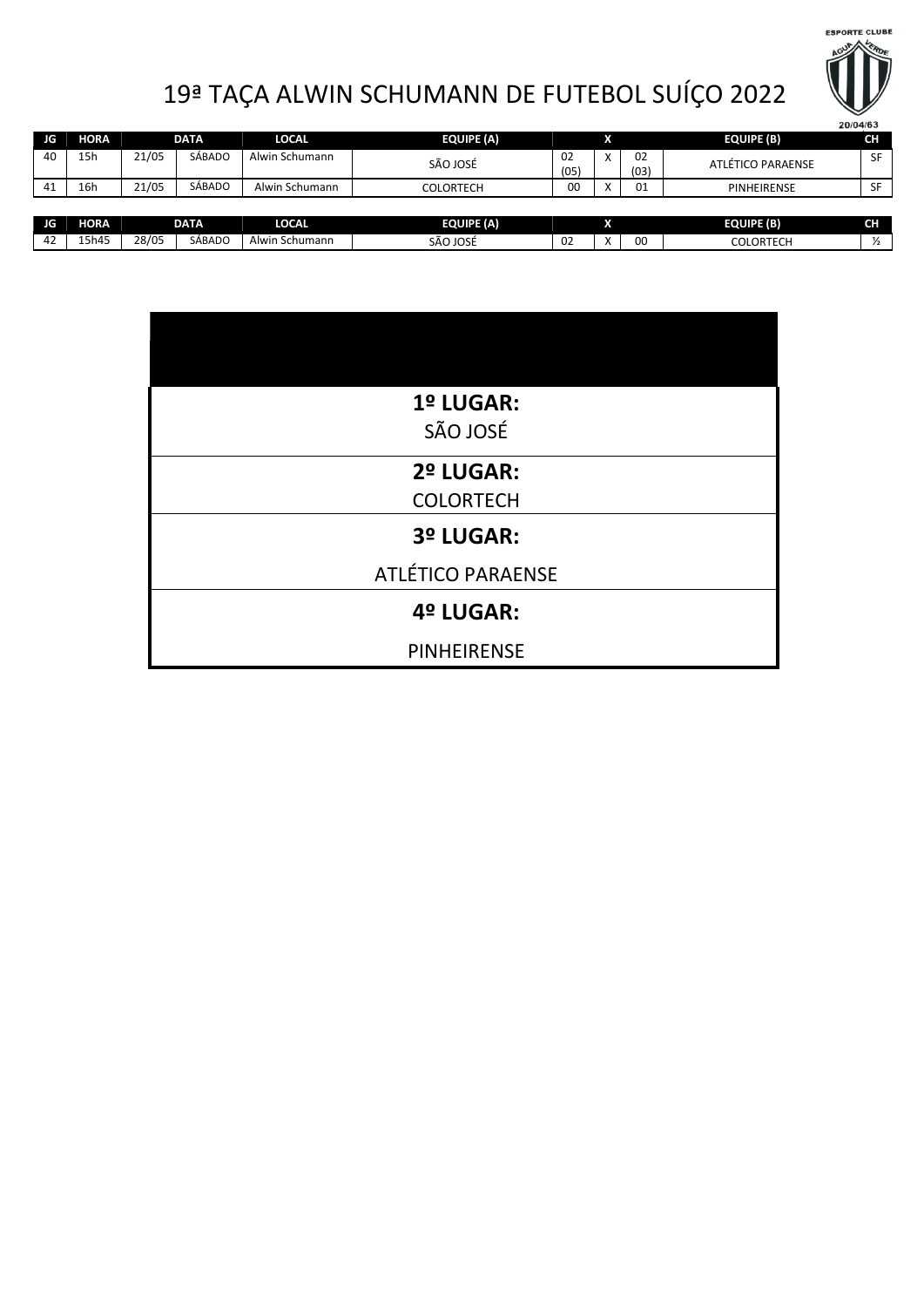# 19ª TAÇA ALWIN SCHUMANN DE FUTEBOL SUÍÇO 2022

ESPORTE CLUBE ÁGUA VERDE 20/04/63

| JG | HORA | DATA | | LOCAL | EQUIPE (A) | | X | | EQUIPE (B) | CH |
|---|---|---|---|---|---|---|---|---|---|---|
| 40 | 15h | 21/05 | SÁBADO | Alwin Schumann | SÃO JOSÉ | 02 (05) | X | 02 (03) | ATLÉTICO PARAENSE | SF |
| 41 | 16h | 21/05 | SÁBADO | Alwin Schumann | COLORTECH | 00 | X | 01 | PINHEIRENSE | SF |

| JG | HORA | DATA | | LOCAL | EQUIPE (A) | | X | | EQUIPE (B) | CH |
|---|---|---|---|---|---|---|---|---|---|---|
| 42 | 15h45 | 28/05 | SÁBADO | Alwin Schumann | SÃO JOSÉ | 02 | X | 00 | COLORTECH | ½ |

**1º LUGAR:**
SÃO JOSÉ

**2º LUGAR:**
COLORTECH

**3º LUGAR:**
ATLÉTICO PARAENSE

**4º LUGAR:**
PINHEIRENSE